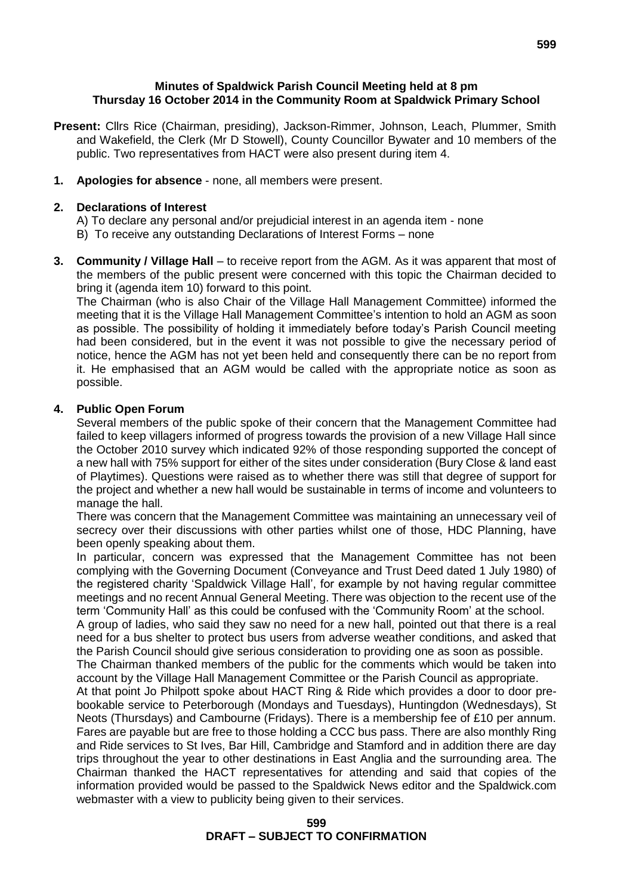**Minutes of Spaldwick Parish Council Meeting held at 8 pm Thursday 16 October 2014 in the Community Room at Spaldwick Primary School**

**Present:** Cllrs Rice (Chairman, presiding), Jackson-Rimmer, Johnson, Leach, Plummer, Smith and Wakefield, the Clerk (Mr D Stowell), County Councillor Bywater and 10 members of the public. Two representatives from HACT were also present during item 4.

**1. Apologies for absence** - none, all members were present.

**2. Declarations of Interest**

A) To declare any personal and/or prejudicial interest in an agenda item - none

B) To receive any outstanding Declarations of Interest Forms – none

**3. Community / Village Hall** – to receive report from the AGM. As it was apparent that most of the members of the public present were concerned with this topic the Chairman decided to bring it (agenda item 10) forward to this point.

The Chairman (who is also Chair of the Village Hall Management Committee) informed the meeting that it is the Village Hall Management Committee's intention to hold an AGM as soon as possible. The possibility of holding it immediately before today's Parish Council meeting had been considered, but in the event it was not possible to give the necessary period of notice, hence the AGM has not yet been held and consequently there can be no report from it. He emphasised that an AGM would be called with the appropriate notice as soon as possible.

**4. Public Open Forum**

Several members of the public spoke of their concern that the Management Committee had failed to keep villagers informed of progress towards the provision of a new Village Hall since the October 2010 survey which indicated 92% of those responding supported the concept of a new hall with 75% support for either of the sites under consideration (Bury Close & land east of Playtimes). Questions were raised as to whether there was still that degree of support for the project and whether a new hall would be sustainable in terms of income and volunteers to manage the hall.

There was concern that the Management Committee was maintaining an unnecessary veil of secrecy over their discussions with other parties whilst one of those, HDC Planning, have been openly speaking about them.

In particular, concern was expressed that the Management Committee has not been complying with the Governing Document (Conveyance and Trust Deed dated 1 July 1980) of the registered charity 'Spaldwick Village Hall', for example by not having regular committee meetings and no recent Annual General Meeting. There was objection to the recent use of the term 'Community Hall' as this could be confused with the 'Community Room' at the school.

A group of ladies, who said they saw no need for a new hall, pointed out that there is a real need for a bus shelter to protect bus users from adverse weather conditions, and asked that the Parish Council should give serious consideration to providing one as soon as possible.

The Chairman thanked members of the public for the comments which would be taken into account by the Village Hall Management Committee or the Parish Council as appropriate.

At that point Jo Philpott spoke about HACT Ring & Ride which provides a door to door pre-bookable service to Peterborough (Mondays and Tuesdays), Huntingdon (Wednesdays), St Neots (Thursdays) and Cambourne (Fridays). There is a membership fee of £10 per annum. Fares are payable but are free to those holding a CCC bus pass. There are also monthly Ring and Ride services to St Ives, Bar Hill, Cambridge and Stamford and in addition there are day trips throughout the year to other destinations in East Anglia and the surrounding area. The Chairman thanked the HACT representatives for attending and said that copies of the information provided would be passed to the Spaldwick News editor and the Spaldwick.com webmaster with a view to publicity being given to their services.

**DRAFT – SUBJECT TO CONFIRMATION**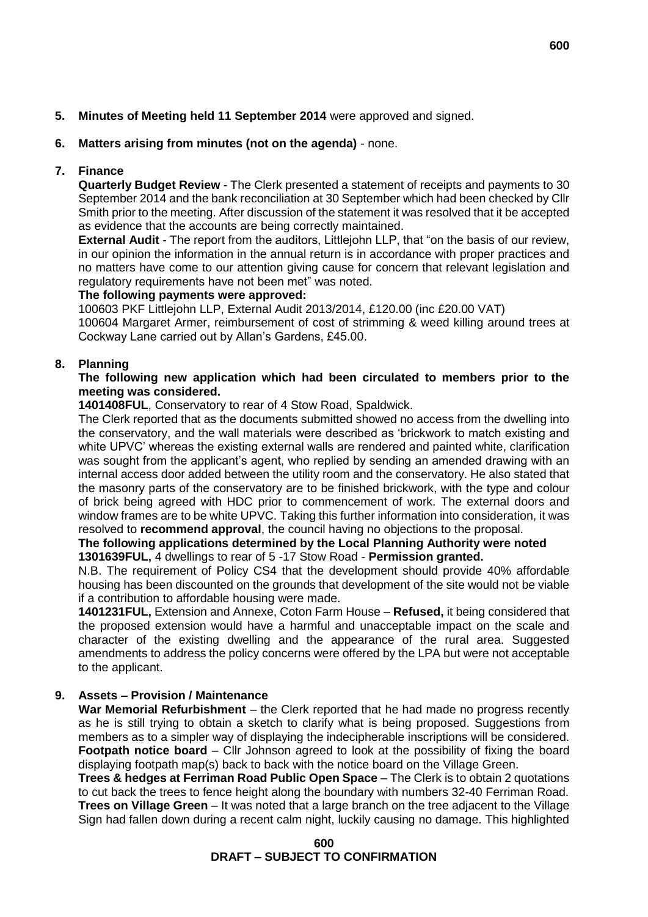5. **Minutes of Meeting held 11 September 2014** were approved and signed.

6. **Matters arising from minutes (not on the agenda)** - none.

7. **Finance**

   **Quarterly Budget Review** - The Clerk presented a statement of receipts and payments to 30 September 2014 and the bank reconciliation at 30 September which had been checked by Cllr Smith prior to the meeting. After discussion of the statement it was resolved that it be accepted as evidence that the accounts are being correctly maintained.

   **External Audit** - The report from the auditors, Littlejohn LLP, that "on the basis of our review, in our opinion the information in the annual return is in accordance with proper practices and no matters have come to our attention giving cause for concern that relevant legislation and regulatory requirements have not been met" was noted.

   **The following payments were approved:**

   100603 PKF Littlejohn LLP, External Audit 2013/2014, £120.00 (inc £20.00 VAT)

   100604 Margaret Armer, reimbursement of cost of strimming & weed killing around trees at Cockway Lane carried out by Allan's Gardens, £45.00.

8. **Planning**

   **The following new application which had been circulated to members prior to the meeting was considered.**

   **1401408FUL**, Conservatory to rear of 4 Stow Road, Spaldwick.

   The Clerk reported that as the documents submitted showed no access from the dwelling into the conservatory, and the wall materials were described as 'brickwork to match existing and white UPVC' whereas the existing external walls are rendered and painted white, clarification was sought from the applicant's agent, who replied by sending an amended drawing with an internal access door added between the utility room and the conservatory. He also stated that the masonry parts of the conservatory are to be finished brickwork, with the type and colour of brick being agreed with HDC prior to commencement of work. The external doors and window frames are to be white UPVC. Taking this further information into consideration, it was resolved to **recommend approval**, the council having no objections to the proposal.

   **The following applications determined by the Local Planning Authority were noted**

   **1301639FUL,** 4 dwellings to rear of 5 -17 Stow Road - **Permission granted.**

   N.B. The requirement of Policy CS4 that the development should provide 40% affordable housing has been discounted on the grounds that development of the site would not be viable if a contribution to affordable housing were made.

   **1401231FUL,** Extension and Annexe, Coton Farm House – **Refused,** it being considered that the proposed extension would have a harmful and unacceptable impact on the scale and character of the existing dwelling and the appearance of the rural area. Suggested amendments to address the policy concerns were offered by the LPA but were not acceptable to the applicant.

9. **Assets – Provision / Maintenance**

   **War Memorial Refurbishment** – the Clerk reported that he had made no progress recently as he is still trying to obtain a sketch to clarify what is being proposed. Suggestions from members as to a simpler way of displaying the indecipherable inscriptions will be considered.

   **Footpath notice board** – Cllr Johnson agreed to look at the possibility of fixing the board displaying footpath map(s) back to back with the notice board on the Village Green.

   **Trees & hedges at Ferriman Road Public Open Space** – The Clerk is to obtain 2 quotations to cut back the trees to fence height along the boundary with numbers 32-40 Ferriman Road.

   **Trees on Village Green** – It was noted that a large branch on the tree adjacent to the Village Sign had fallen down during a recent calm night, luckily causing no damage. This highlighted

**DRAFT – SUBJECT TO CONFIRMATION**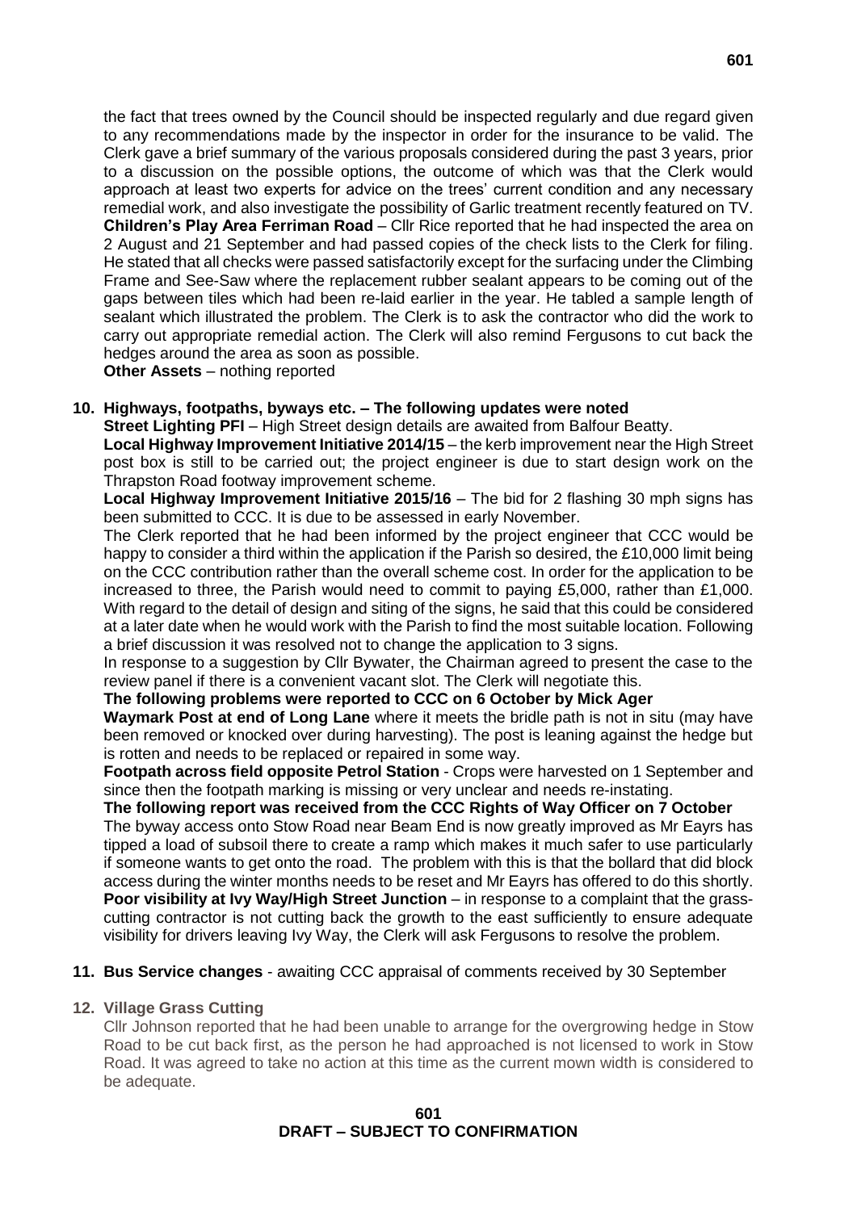the fact that trees owned by the Council should be inspected regularly and due regard given to any recommendations made by the inspector in order for the insurance to be valid. The Clerk gave a brief summary of the various proposals considered during the past 3 years, prior to a discussion on the possible options, the outcome of which was that the Clerk would approach at least two experts for advice on the trees' current condition and any necessary remedial work, and also investigate the possibility of Garlic treatment recently featured on TV.

**Children's Play Area Ferriman Road** – Cllr Rice reported that he had inspected the area on 2 August and 21 September and had passed copies of the check lists to the Clerk for filing. He stated that all checks were passed satisfactorily except for the surfacing under the Climbing Frame and See-Saw where the replacement rubber sealant appears to be coming out of the gaps between tiles which had been re-laid earlier in the year. He tabled a sample length of sealant which illustrated the problem. The Clerk is to ask the contractor who did the work to carry out appropriate remedial action. The Clerk will also remind Fergusons to cut back the hedges around the area as soon as possible.

**Other Assets** – nothing reported

**10. Highways, footpaths, byways etc. – The following updates were noted**

**Street Lighting PFI** – High Street design details are awaited from Balfour Beatty.

**Local Highway Improvement Initiative 2014/15** – the kerb improvement near the High Street post box is still to be carried out; the project engineer is due to start design work on the Thrapston Road footway improvement scheme.

**Local Highway Improvement Initiative 2015/16** – The bid for 2 flashing 30 mph signs has been submitted to CCC. It is due to be assessed in early November.

The Clerk reported that he had been informed by the project engineer that CCC would be happy to consider a third within the application if the Parish so desired, the £10,000 limit being on the CCC contribution rather than the overall scheme cost. In order for the application to be increased to three, the Parish would need to commit to paying £5,000, rather than £1,000. With regard to the detail of design and siting of the signs, he said that this could be considered at a later date when he would work with the Parish to find the most suitable location. Following a brief discussion it was resolved not to change the application to 3 signs.

In response to a suggestion by Cllr Bywater, the Chairman agreed to present the case to the review panel if there is a convenient vacant slot. The Clerk will negotiate this.

**The following problems were reported to CCC on 6 October by Mick Ager**

**Waymark Post at end of Long Lane** where it meets the bridle path is not in situ (may have been removed or knocked over during harvesting). The post is leaning against the hedge but is rotten and needs to be replaced or repaired in some way.

**Footpath across field opposite Petrol Station** - Crops were harvested on 1 September and since then the footpath marking is missing or very unclear and needs re-instating.

**The following report was received from the CCC Rights of Way Officer on 7 October**

The byway access onto Stow Road near Beam End is now greatly improved as Mr Eayrs has tipped a load of subsoil there to create a ramp which makes it much safer to use particularly if someone wants to get onto the road. The problem with this is that the bollard that did block access during the winter months needs to be reset and Mr Eayrs has offered to do this shortly.

**Poor visibility at Ivy Way/High Street Junction** – in response to a complaint that the grass-cutting contractor is not cutting back the growth to the east sufficiently to ensure adequate visibility for drivers leaving Ivy Way, the Clerk will ask Fergusons to resolve the problem.

**11. Bus Service changes** - awaiting CCC appraisal of comments received by 30 September

**12. Village Grass Cutting**

Cllr Johnson reported that he had been unable to arrange for the overgrowing hedge in Stow Road to be cut back first, as the person he had approached is not licensed to work in Stow Road. It was agreed to take no action at this time as the current mown width is considered to be adequate.

**DRAFT – SUBJECT TO CONFIRMATION**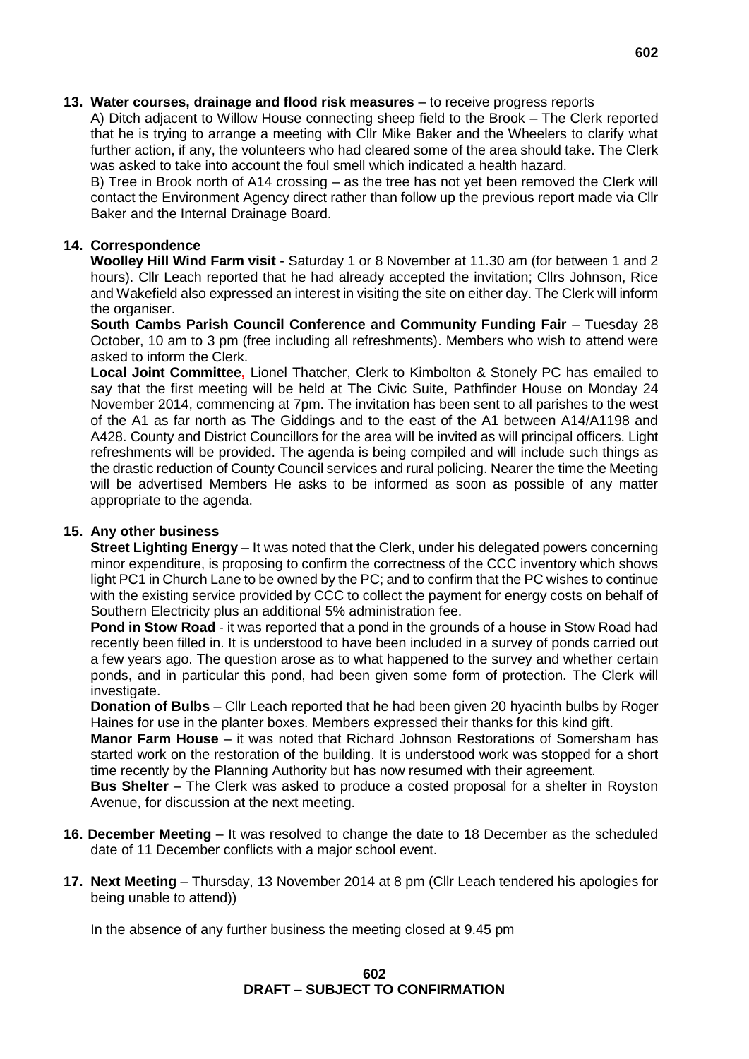**13. Water courses, drainage and flood risk measures** – to receive progress reports

A) Ditch adjacent to Willow House connecting sheep field to the Brook – The Clerk reported that he is trying to arrange a meeting with Cllr Mike Baker and the Wheelers to clarify what further action, if any, the volunteers who had cleared some of the area should take. The Clerk was asked to take into account the foul smell which indicated a health hazard.

B) Tree in Brook north of A14 crossing – as the tree has not yet been removed the Clerk will contact the Environment Agency direct rather than follow up the previous report made via Cllr Baker and the Internal Drainage Board.

**14. Correspondence**

**Woolley Hill Wind Farm visit** - Saturday 1 or 8 November at 11.30 am (for between 1 and 2 hours). Cllr Leach reported that he had already accepted the invitation; Cllrs Johnson, Rice and Wakefield also expressed an interest in visiting the site on either day. The Clerk will inform the organiser.

**South Cambs Parish Council Conference and Community Funding Fair** – Tuesday 28 October, 10 am to 3 pm (free including all refreshments). Members who wish to attend were asked to inform the Clerk.

**Local Joint Committee,** Lionel Thatcher, Clerk to Kimbolton & Stonely PC has emailed to say that the first meeting will be held at The Civic Suite, Pathfinder House on Monday 24 November 2014, commencing at 7pm. The invitation has been sent to all parishes to the west of the A1 as far north as The Giddings and to the east of the A1 between A14/A1198 and A428. County and District Councillors for the area will be invited as will principal officers. Light refreshments will be provided. The agenda is being compiled and will include such things as the drastic reduction of County Council services and rural policing. Nearer the time the Meeting will be advertised Members He asks to be informed as soon as possible of any matter appropriate to the agenda.

**15. Any other business**

**Street Lighting Energy** – It was noted that the Clerk, under his delegated powers concerning minor expenditure, is proposing to confirm the correctness of the CCC inventory which shows light PC1 in Church Lane to be owned by the PC; and to confirm that the PC wishes to continue with the existing service provided by CCC to collect the payment for energy costs on behalf of Southern Electricity plus an additional 5% administration fee.

**Pond in Stow Road** - it was reported that a pond in the grounds of a house in Stow Road had recently been filled in. It is understood to have been included in a survey of ponds carried out a few years ago. The question arose as to what happened to the survey and whether certain ponds, and in particular this pond, had been given some form of protection. The Clerk will investigate.

**Donation of Bulbs** – Cllr Leach reported that he had been given 20 hyacinth bulbs by Roger Haines for use in the planter boxes. Members expressed their thanks for this kind gift.

**Manor Farm House** – it was noted that Richard Johnson Restorations of Somersham has started work on the restoration of the building. It is understood work was stopped for a short time recently by the Planning Authority but has now resumed with their agreement.

**Bus Shelter** – The Clerk was asked to produce a costed proposal for a shelter in Royston Avenue, for discussion at the next meeting.

**16. December Meeting** – It was resolved to change the date to 18 December as the scheduled date of 11 December conflicts with a major school event.

**17. Next Meeting** – Thursday, 13 November 2014 at 8 pm (Cllr Leach tendered his apologies for being unable to attend))

In the absence of any further business the meeting closed at 9.45 pm

**DRAFT – SUBJECT TO CONFIRMATION**